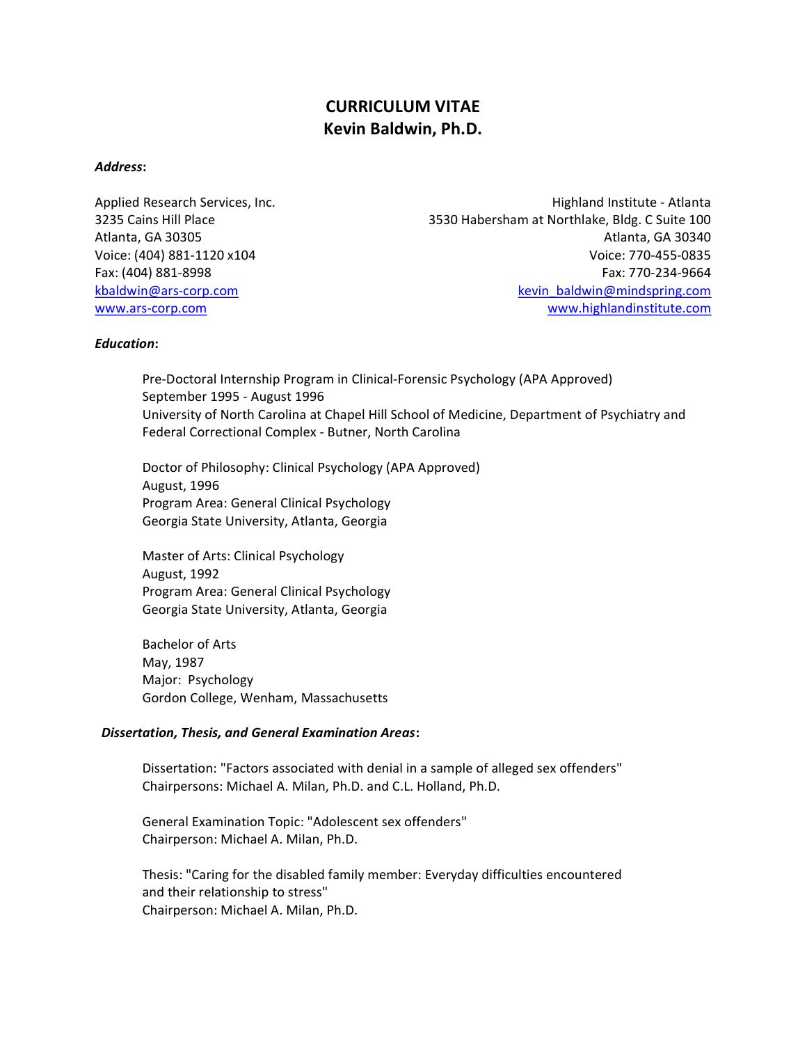# CURRICULUM VITAE
# Kevin Baldwin, Ph.D.

***Address*:**

Applied Research Services, Inc.
3235 Cains Hill Place
Atlanta, GA 30305
Voice: (404) 881-1120 x104
Fax: (404) 881-8998
kbaldwin@ars-corp.com
www.ars-corp.com

Highland Institute - Atlanta
3530 Habersham at Northlake, Bldg. C Suite 100
Atlanta, GA 30340
Voice: 770-455-0835
Fax: 770-234-9664
kevin_baldwin@mindspring.com
www.highlandinstitute.com

***Education*:**

Pre-Doctoral Internship Program in Clinical-Forensic Psychology (APA Approved)
September 1995 - August 1996
University of North Carolina at Chapel Hill School of Medicine, Department of Psychiatry and Federal Correctional Complex - Butner, North Carolina

Doctor of Philosophy: Clinical Psychology (APA Approved)
August, 1996
Program Area: General Clinical Psychology
Georgia State University, Atlanta, Georgia

Master of Arts: Clinical Psychology
August, 1992
Program Area: General Clinical Psychology
Georgia State University, Atlanta, Georgia

Bachelor of Arts
May, 1987
Major: Psychology
Gordon College, Wenham, Massachusetts

***Dissertation, Thesis, and General Examination Areas*:**

Dissertation: "Factors associated with denial in a sample of alleged sex offenders"
Chairpersons: Michael A. Milan, Ph.D. and C.L. Holland, Ph.D.

General Examination Topic: "Adolescent sex offenders"
Chairperson: Michael A. Milan, Ph.D.

Thesis: "Caring for the disabled family member: Everyday difficulties encountered and their relationship to stress"
Chairperson: Michael A. Milan, Ph.D.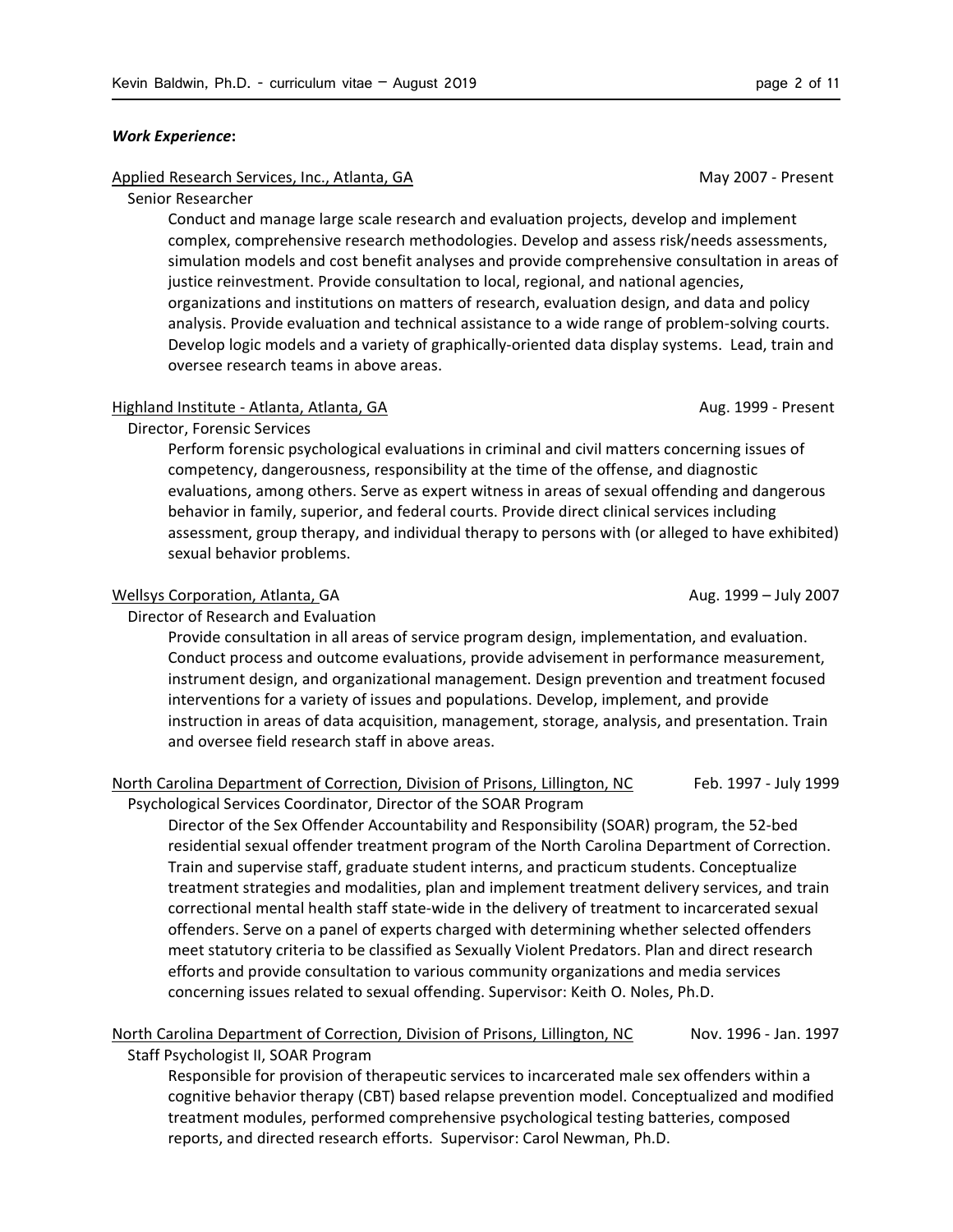***Work Experience*:**

Applied Research Services, Inc., Atlanta, GA — May 2007 - Present

Senior Researcher

Conduct and manage large scale research and evaluation projects, develop and implement complex, comprehensive research methodologies. Develop and assess risk/needs assessments, simulation models and cost benefit analyses and provide comprehensive consultation in areas of justice reinvestment. Provide consultation to local, regional, and national agencies, organizations and institutions on matters of research, evaluation design, and data and policy analysis. Provide evaluation and technical assistance to a wide range of problem-solving courts. Develop logic models and a variety of graphically-oriented data display systems. Lead, train and oversee research teams in above areas.

Highland Institute - Atlanta, Atlanta, GA — Aug. 1999 - Present

Director, Forensic Services

Perform forensic psychological evaluations in criminal and civil matters concerning issues of competency, dangerousness, responsibility at the time of the offense, and diagnostic evaluations, among others. Serve as expert witness in areas of sexual offending and dangerous behavior in family, superior, and federal courts. Provide direct clinical services including assessment, group therapy, and individual therapy to persons with (or alleged to have exhibited) sexual behavior problems.

Wellsys Corporation, Atlanta, GA — Aug. 1999 – July 2007

Director of Research and Evaluation

Provide consultation in all areas of service program design, implementation, and evaluation. Conduct process and outcome evaluations, provide advisement in performance measurement, instrument design, and organizational management. Design prevention and treatment focused interventions for a variety of issues and populations. Develop, implement, and provide instruction in areas of data acquisition, management, storage, analysis, and presentation. Train and oversee field research staff in above areas.

North Carolina Department of Correction, Division of Prisons, Lillington, NC — Feb. 1997 - July 1999

Psychological Services Coordinator, Director of the SOAR Program

Director of the Sex Offender Accountability and Responsibility (SOAR) program, the 52-bed residential sexual offender treatment program of the North Carolina Department of Correction. Train and supervise staff, graduate student interns, and practicum students. Conceptualize treatment strategies and modalities, plan and implement treatment delivery services, and train correctional mental health staff state-wide in the delivery of treatment to incarcerated sexual offenders. Serve on a panel of experts charged with determining whether selected offenders meet statutory criteria to be classified as Sexually Violent Predators. Plan and direct research efforts and provide consultation to various community organizations and media services concerning issues related to sexual offending. Supervisor: Keith O. Noles, Ph.D.

North Carolina Department of Correction, Division of Prisons, Lillington, NC — Nov. 1996 - Jan. 1997

Staff Psychologist II, SOAR Program

Responsible for provision of therapeutic services to incarcerated male sex offenders within a cognitive behavior therapy (CBT) based relapse prevention model. Conceptualized and modified treatment modules, performed comprehensive psychological testing batteries, composed reports, and directed research efforts. Supervisor: Carol Newman, Ph.D.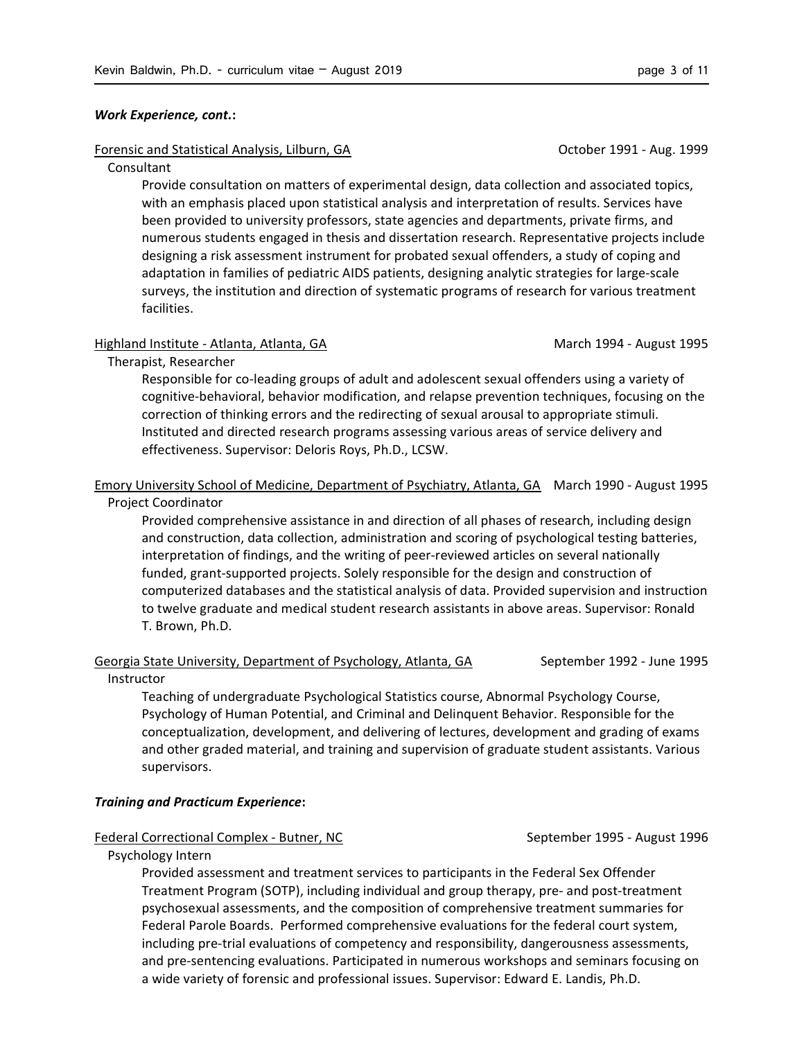***Work Experience, cont.*:**

Forensic and Statistical Analysis, Lilburn, GA — October 1991 - Aug. 1999

Consultant

Provide consultation on matters of experimental design, data collection and associated topics, with an emphasis placed upon statistical analysis and interpretation of results. Services have been provided to university professors, state agencies and departments, private firms, and numerous students engaged in thesis and dissertation research. Representative projects include designing a risk assessment instrument for probated sexual offenders, a study of coping and adaptation in families of pediatric AIDS patients, designing analytic strategies for large-scale surveys, the institution and direction of systematic programs of research for various treatment facilities.

Highland Institute - Atlanta, Atlanta, GA — March 1994 - August 1995

Therapist, Researcher

Responsible for co-leading groups of adult and adolescent sexual offenders using a variety of cognitive-behavioral, behavior modification, and relapse prevention techniques, focusing on the correction of thinking errors and the redirecting of sexual arousal to appropriate stimuli. Instituted and directed research programs assessing various areas of service delivery and effectiveness. Supervisor: Deloris Roys, Ph.D., LCSW.

Emory University School of Medicine, Department of Psychiatry, Atlanta, GA — March 1990 - August 1995

Project Coordinator

Provided comprehensive assistance in and direction of all phases of research, including design and construction, data collection, administration and scoring of psychological testing batteries, interpretation of findings, and the writing of peer-reviewed articles on several nationally funded, grant-supported projects. Solely responsible for the design and construction of computerized databases and the statistical analysis of data. Provided supervision and instruction to twelve graduate and medical student research assistants in above areas. Supervisor: Ronald T. Brown, Ph.D.

Georgia State University, Department of Psychology, Atlanta, GA — September 1992 - June 1995

Instructor

Teaching of undergraduate Psychological Statistics course, Abnormal Psychology Course, Psychology of Human Potential, and Criminal and Delinquent Behavior. Responsible for the conceptualization, development, and delivering of lectures, development and grading of exams and other graded material, and training and supervision of graduate student assistants. Various supervisors.

***Training and Practicum Experience*:**

Federal Correctional Complex - Butner, NC — September 1995 - August 1996

Psychology Intern

Provided assessment and treatment services to participants in the Federal Sex Offender Treatment Program (SOTP), including individual and group therapy, pre- and post-treatment psychosexual assessments, and the composition of comprehensive treatment summaries for Federal Parole Boards. Performed comprehensive evaluations for the federal court system, including pre-trial evaluations of competency and responsibility, dangerousness assessments, and pre-sentencing evaluations. Participated in numerous workshops and seminars focusing on a wide variety of forensic and professional issues. Supervisor: Edward E. Landis, Ph.D.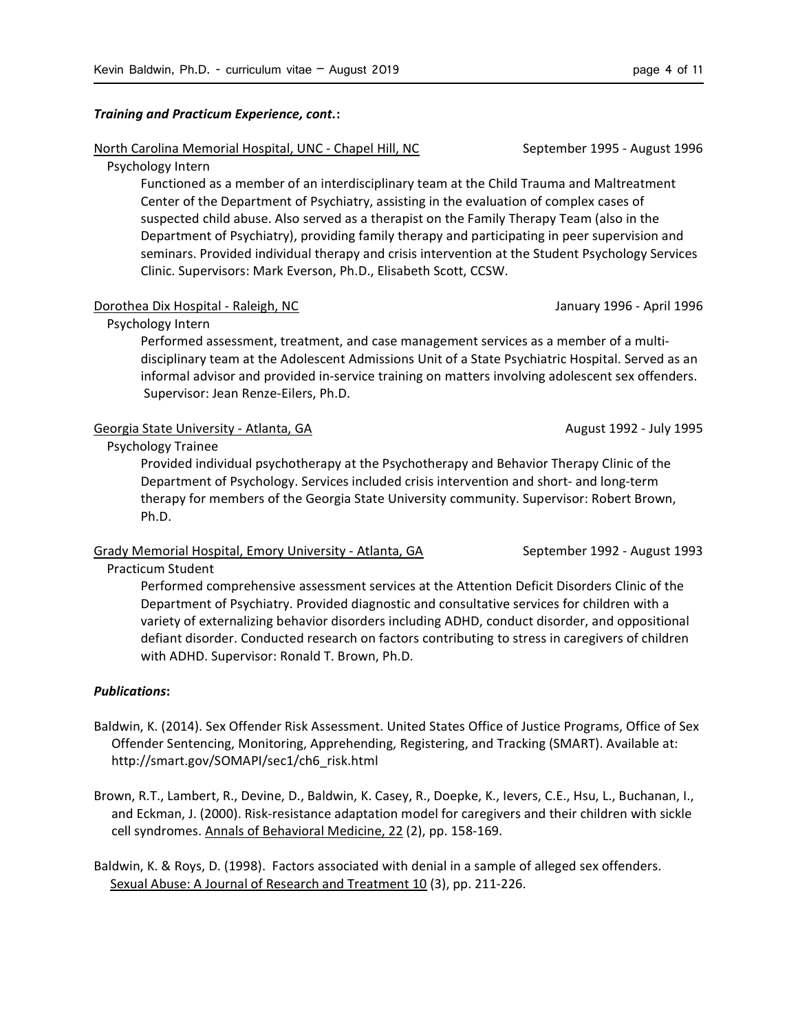***Training and Practicum Experience, cont.*:**

North Carolina Memorial Hospital, UNC - Chapel Hill, NC — September 1995 - August 1996

Psychology Intern

Functioned as a member of an interdisciplinary team at the Child Trauma and Maltreatment Center of the Department of Psychiatry, assisting in the evaluation of complex cases of suspected child abuse. Also served as a therapist on the Family Therapy Team (also in the Department of Psychiatry), providing family therapy and participating in peer supervision and seminars. Provided individual therapy and crisis intervention at the Student Psychology Services Clinic. Supervisors: Mark Everson, Ph.D., Elisabeth Scott, CCSW.

Dorothea Dix Hospital - Raleigh, NC — January 1996 - April 1996

Psychology Intern

Performed assessment, treatment, and case management services as a member of a multi-disciplinary team at the Adolescent Admissions Unit of a State Psychiatric Hospital. Served as an informal advisor and provided in-service training on matters involving adolescent sex offenders. Supervisor: Jean Renze-Eilers, Ph.D.

Georgia State University - Atlanta, GA — August 1992 - July 1995

Psychology Trainee

Provided individual psychotherapy at the Psychotherapy and Behavior Therapy Clinic of the Department of Psychology. Services included crisis intervention and short- and long-term therapy for members of the Georgia State University community. Supervisor: Robert Brown, Ph.D.

Grady Memorial Hospital, Emory University - Atlanta, GA — September 1992 - August 1993

Practicum Student

Performed comprehensive assessment services at the Attention Deficit Disorders Clinic of the Department of Psychiatry. Provided diagnostic and consultative services for children with a variety of externalizing behavior disorders including ADHD, conduct disorder, and oppositional defiant disorder. Conducted research on factors contributing to stress in caregivers of children with ADHD. Supervisor: Ronald T. Brown, Ph.D.

***Publications*:**

Baldwin, K. (2014). Sex Offender Risk Assessment. United States Office of Justice Programs, Office of Sex Offender Sentencing, Monitoring, Apprehending, Registering, and Tracking (SMART). Available at: http://smart.gov/SOMAPI/sec1/ch6_risk.html

Brown, R.T., Lambert, R., Devine, D., Baldwin, K. Casey, R., Doepke, K., Ievers, C.E., Hsu, L., Buchanan, I., and Eckman, J. (2000). Risk-resistance adaptation model for caregivers and their children with sickle cell syndromes. Annals of Behavioral Medicine, 22 (2), pp. 158-169.

Baldwin, K. & Roys, D. (1998). Factors associated with denial in a sample of alleged sex offenders. Sexual Abuse: A Journal of Research and Treatment 10 (3), pp. 211-226.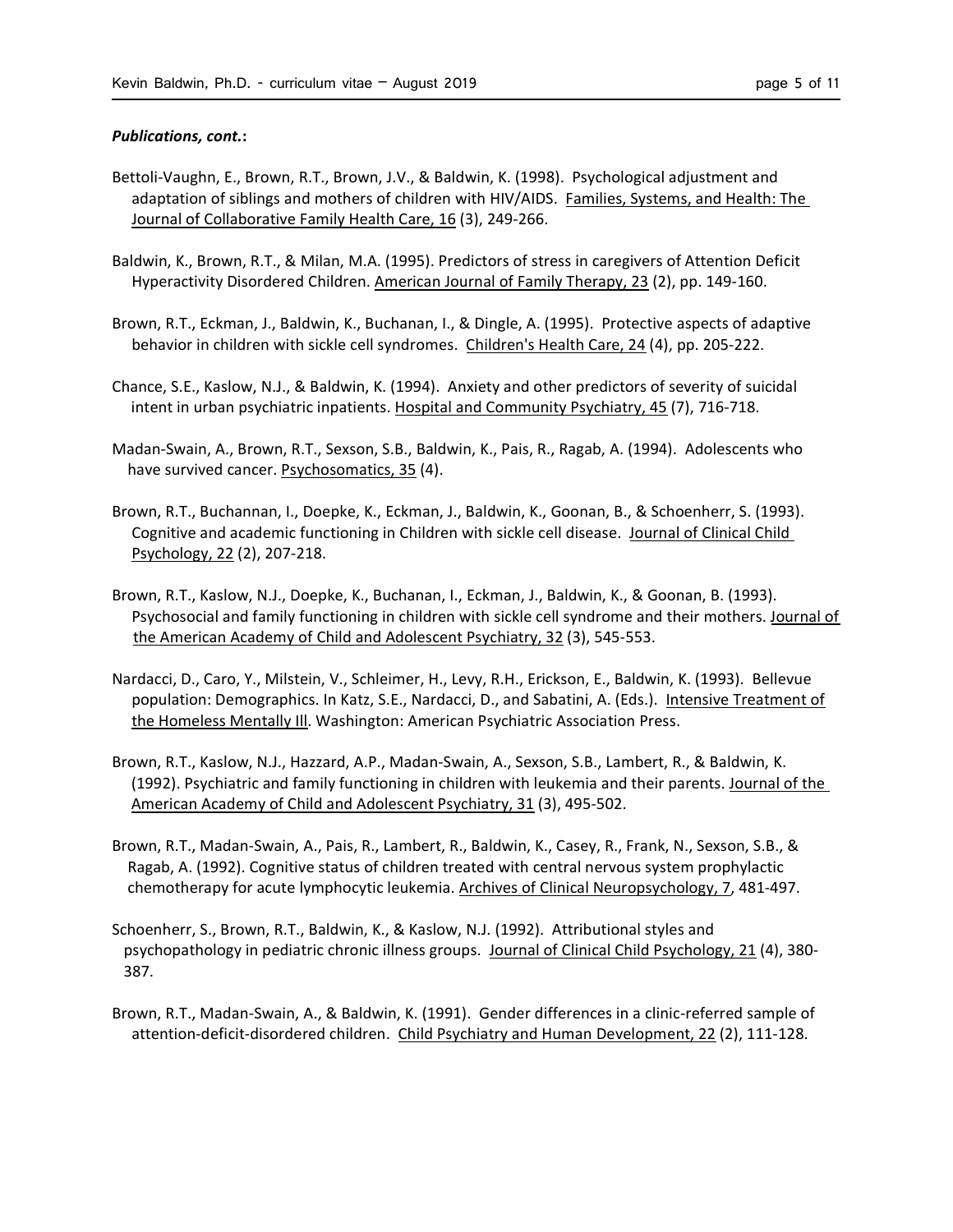***Publications, cont.*:**

Bettoli-Vaughn, E., Brown, R.T., Brown, J.V., & Baldwin, K. (1998). Psychological adjustment and adaptation of siblings and mothers of children with HIV/AIDS. <u>Families, Systems, and Health: The Journal of Collaborative Family Health Care, 16</u> (3), 249-266.

Baldwin, K., Brown, R.T., & Milan, M.A. (1995). Predictors of stress in caregivers of Attention Deficit Hyperactivity Disordered Children. <u>American Journal of Family Therapy, 23</u> (2), pp. 149-160.

Brown, R.T., Eckman, J., Baldwin, K., Buchanan, I., & Dingle, A. (1995). Protective aspects of adaptive behavior in children with sickle cell syndromes. <u>Children's Health Care, 24</u> (4), pp. 205-222.

Chance, S.E., Kaslow, N.J., & Baldwin, K. (1994). Anxiety and other predictors of severity of suicidal intent in urban psychiatric inpatients. <u>Hospital and Community Psychiatry, 45</u> (7), 716-718.

Madan-Swain, A., Brown, R.T., Sexson, S.B., Baldwin, K., Pais, R., Ragab, A. (1994). Adolescents who have survived cancer. <u>Psychosomatics, 35</u> (4).

Brown, R.T., Buchannan, I., Doepke, K., Eckman, J., Baldwin, K., Goonan, B., & Schoenherr, S. (1993). Cognitive and academic functioning in Children with sickle cell disease. <u>Journal of Clinical Child Psychology, 22</u> (2), 207-218.

Brown, R.T., Kaslow, N.J., Doepke, K., Buchanan, I., Eckman, J., Baldwin, K., & Goonan, B. (1993). Psychosocial and family functioning in children with sickle cell syndrome and their mothers. <u>Journal of the American Academy of Child and Adolescent Psychiatry, 32</u> (3), 545-553.

Nardacci, D., Caro, Y., Milstein, V., Schleimer, H., Levy, R.H., Erickson, E., Baldwin, K. (1993). Bellevue population: Demographics. In Katz, S.E., Nardacci, D., and Sabatini, A. (Eds.). <u>Intensive Treatment of the Homeless Mentally Ill</u>. Washington: American Psychiatric Association Press.

Brown, R.T., Kaslow, N.J., Hazzard, A.P., Madan-Swain, A., Sexson, S.B., Lambert, R., & Baldwin, K. (1992). Psychiatric and family functioning in children with leukemia and their parents. <u>Journal of the American Academy of Child and Adolescent Psychiatry, 31</u> (3), 495-502.

Brown, R.T., Madan-Swain, A., Pais, R., Lambert, R., Baldwin, K., Casey, R., Frank, N., Sexson, S.B., & Ragab, A. (1992). Cognitive status of children treated with central nervous system prophylactic chemotherapy for acute lymphocytic leukemia. <u>Archives of Clinical Neuropsychology, 7</u>, 481-497.

Schoenherr, S., Brown, R.T., Baldwin, K., & Kaslow, N.J. (1992). Attributional styles and psychopathology in pediatric chronic illness groups. <u>Journal of Clinical Child Psychology, 21</u> (4), 380-387.

Brown, R.T., Madan-Swain, A., & Baldwin, K. (1991). Gender differences in a clinic-referred sample of attention-deficit-disordered children. <u>Child Psychiatry and Human Development, 22</u> (2), 111-128.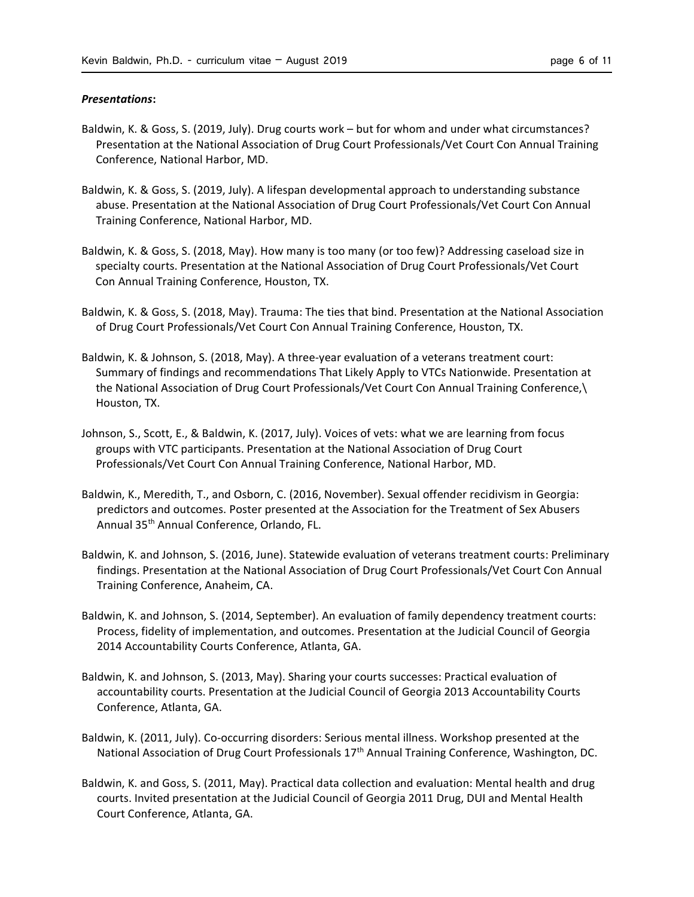***Presentations*:**

Baldwin, K. & Goss, S. (2019, July). Drug courts work – but for whom and under what circumstances? Presentation at the National Association of Drug Court Professionals/Vet Court Con Annual Training Conference, National Harbor, MD.

Baldwin, K. & Goss, S. (2019, July). A lifespan developmental approach to understanding substance abuse. Presentation at the National Association of Drug Court Professionals/Vet Court Con Annual Training Conference, National Harbor, MD.

Baldwin, K. & Goss, S. (2018, May). How many is too many (or too few)? Addressing caseload size in specialty courts. Presentation at the National Association of Drug Court Professionals/Vet Court Con Annual Training Conference, Houston, TX.

Baldwin, K. & Goss, S. (2018, May). Trauma: The ties that bind. Presentation at the National Association of Drug Court Professionals/Vet Court Con Annual Training Conference, Houston, TX.

Baldwin, K. & Johnson, S. (2018, May). A three-year evaluation of a veterans treatment court: Summary of findings and recommendations That Likely Apply to VTCs Nationwide. Presentation at the National Association of Drug Court Professionals/Vet Court Con Annual Training Conference,\ Houston, TX.

Johnson, S., Scott, E., & Baldwin, K. (2017, July). Voices of vets: what we are learning from focus groups with VTC participants. Presentation at the National Association of Drug Court Professionals/Vet Court Con Annual Training Conference, National Harbor, MD.

Baldwin, K., Meredith, T., and Osborn, C. (2016, November). Sexual offender recidivism in Georgia: predictors and outcomes. Poster presented at the Association for the Treatment of Sex Abusers Annual 35th Annual Conference, Orlando, FL.

Baldwin, K. and Johnson, S. (2016, June). Statewide evaluation of veterans treatment courts: Preliminary findings. Presentation at the National Association of Drug Court Professionals/Vet Court Con Annual Training Conference, Anaheim, CA.

Baldwin, K. and Johnson, S. (2014, September). An evaluation of family dependency treatment courts: Process, fidelity of implementation, and outcomes. Presentation at the Judicial Council of Georgia 2014 Accountability Courts Conference, Atlanta, GA.

Baldwin, K. and Johnson, S. (2013, May). Sharing your courts successes: Practical evaluation of accountability courts. Presentation at the Judicial Council of Georgia 2013 Accountability Courts Conference, Atlanta, GA.

Baldwin, K. (2011, July). Co-occurring disorders: Serious mental illness. Workshop presented at the National Association of Drug Court Professionals 17th Annual Training Conference, Washington, DC.

Baldwin, K. and Goss, S. (2011, May). Practical data collection and evaluation: Mental health and drug courts. Invited presentation at the Judicial Council of Georgia 2011 Drug, DUI and Mental Health Court Conference, Atlanta, GA.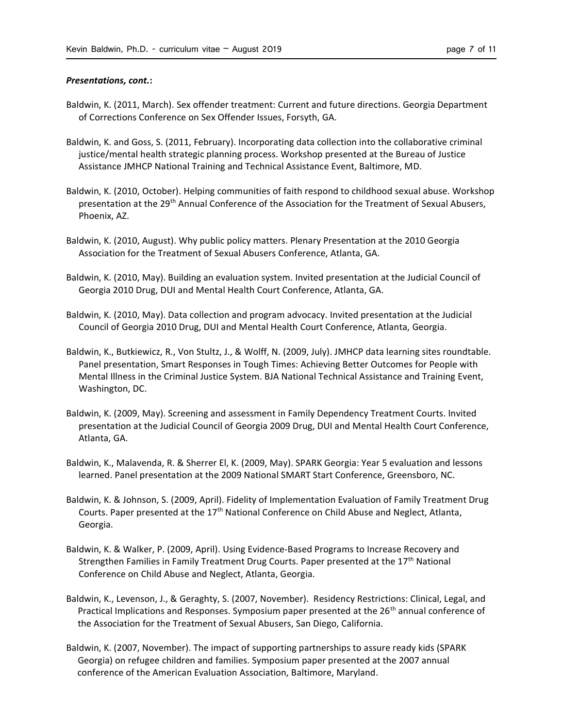***Presentations, cont.*:**

Baldwin, K. (2011, March). Sex offender treatment: Current and future directions. Georgia Department of Corrections Conference on Sex Offender Issues, Forsyth, GA.

Baldwin, K. and Goss, S. (2011, February). Incorporating data collection into the collaborative criminal justice/mental health strategic planning process. Workshop presented at the Bureau of Justice Assistance JMHCP National Training and Technical Assistance Event, Baltimore, MD.

Baldwin, K. (2010, October). Helping communities of faith respond to childhood sexual abuse. Workshop presentation at the 29th Annual Conference of the Association for the Treatment of Sexual Abusers, Phoenix, AZ.

Baldwin, K. (2010, August). Why public policy matters. Plenary Presentation at the 2010 Georgia Association for the Treatment of Sexual Abusers Conference, Atlanta, GA.

Baldwin, K. (2010, May). Building an evaluation system. Invited presentation at the Judicial Council of Georgia 2010 Drug, DUI and Mental Health Court Conference, Atlanta, GA.

Baldwin, K. (2010, May). Data collection and program advocacy. Invited presentation at the Judicial Council of Georgia 2010 Drug, DUI and Mental Health Court Conference, Atlanta, Georgia.

Baldwin, K., Butkiewicz, R., Von Stultz, J., & Wolff, N. (2009, July). JMHCP data learning sites roundtable. Panel presentation, Smart Responses in Tough Times: Achieving Better Outcomes for People with Mental Illness in the Criminal Justice System. BJA National Technical Assistance and Training Event, Washington, DC.

Baldwin, K. (2009, May). Screening and assessment in Family Dependency Treatment Courts. Invited presentation at the Judicial Council of Georgia 2009 Drug, DUI and Mental Health Court Conference, Atlanta, GA.

Baldwin, K., Malavenda, R. & Sherrer El, K. (2009, May). SPARK Georgia: Year 5 evaluation and lessons learned. Panel presentation at the 2009 National SMART Start Conference, Greensboro, NC.

Baldwin, K. & Johnson, S. (2009, April). Fidelity of Implementation Evaluation of Family Treatment Drug Courts. Paper presented at the 17th National Conference on Child Abuse and Neglect, Atlanta, Georgia.

Baldwin, K. & Walker, P. (2009, April). Using Evidence-Based Programs to Increase Recovery and Strengthen Families in Family Treatment Drug Courts. Paper presented at the 17th National Conference on Child Abuse and Neglect, Atlanta, Georgia.

Baldwin, K., Levenson, J., & Geraghty, S. (2007, November). Residency Restrictions: Clinical, Legal, and Practical Implications and Responses. Symposium paper presented at the 26th annual conference of the Association for the Treatment of Sexual Abusers, San Diego, California.

Baldwin, K. (2007, November). The impact of supporting partnerships to assure ready kids (SPARK Georgia) on refugee children and families. Symposium paper presented at the 2007 annual conference of the American Evaluation Association, Baltimore, Maryland.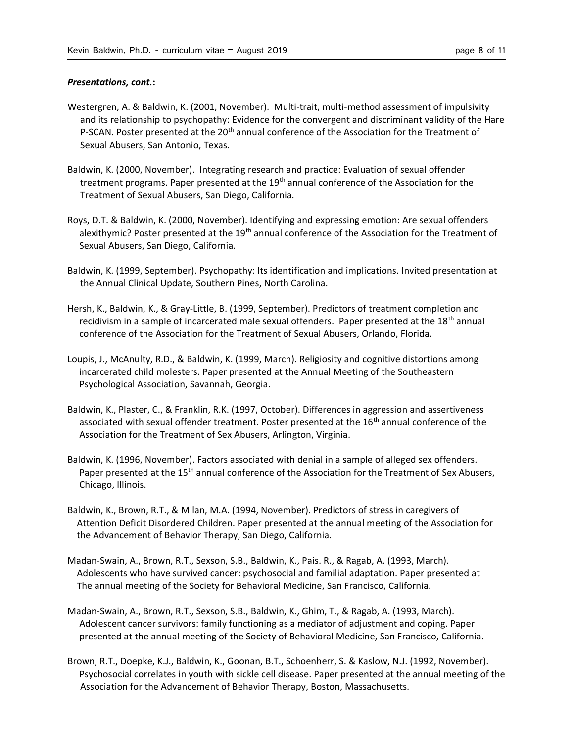***Presentations, cont.*:**

Westergren, A. & Baldwin, K. (2001, November). Multi-trait, multi-method assessment of impulsivity and its relationship to psychopathy: Evidence for the convergent and discriminant validity of the Hare P-SCAN. Poster presented at the 20th annual conference of the Association for the Treatment of Sexual Abusers, San Antonio, Texas.

Baldwin, K. (2000, November). Integrating research and practice: Evaluation of sexual offender treatment programs. Paper presented at the 19th annual conference of the Association for the Treatment of Sexual Abusers, San Diego, California.

Roys, D.T. & Baldwin, K. (2000, November). Identifying and expressing emotion: Are sexual offenders alexithymic? Poster presented at the 19th annual conference of the Association for the Treatment of Sexual Abusers, San Diego, California.

Baldwin, K. (1999, September). Psychopathy: Its identification and implications. Invited presentation at the Annual Clinical Update, Southern Pines, North Carolina.

Hersh, K., Baldwin, K., & Gray-Little, B. (1999, September). Predictors of treatment completion and recidivism in a sample of incarcerated male sexual offenders. Paper presented at the 18th annual conference of the Association for the Treatment of Sexual Abusers, Orlando, Florida.

Loupis, J., McAnulty, R.D., & Baldwin, K. (1999, March). Religiosity and cognitive distortions among incarcerated child molesters. Paper presented at the Annual Meeting of the Southeastern Psychological Association, Savannah, Georgia.

Baldwin, K., Plaster, C., & Franklin, R.K. (1997, October). Differences in aggression and assertiveness associated with sexual offender treatment. Poster presented at the 16th annual conference of the Association for the Treatment of Sex Abusers, Arlington, Virginia.

Baldwin, K. (1996, November). Factors associated with denial in a sample of alleged sex offenders. Paper presented at the 15th annual conference of the Association for the Treatment of Sex Abusers, Chicago, Illinois.

Baldwin, K., Brown, R.T., & Milan, M.A. (1994, November). Predictors of stress in caregivers of Attention Deficit Disordered Children. Paper presented at the annual meeting of the Association for the Advancement of Behavior Therapy, San Diego, California.

Madan-Swain, A., Brown, R.T., Sexson, S.B., Baldwin, K., Pais. R., & Ragab, A. (1993, March). Adolescents who have survived cancer: psychosocial and familial adaptation. Paper presented at The annual meeting of the Society for Behavioral Medicine, San Francisco, California.

Madan-Swain, A., Brown, R.T., Sexson, S.B., Baldwin, K., Ghim, T., & Ragab, A. (1993, March). Adolescent cancer survivors: family functioning as a mediator of adjustment and coping. Paper presented at the annual meeting of the Society of Behavioral Medicine, San Francisco, California.

Brown, R.T., Doepke, K.J., Baldwin, K., Goonan, B.T., Schoenherr, S. & Kaslow, N.J. (1992, November). Psychosocial correlates in youth with sickle cell disease. Paper presented at the annual meeting of the Association for the Advancement of Behavior Therapy, Boston, Massachusetts.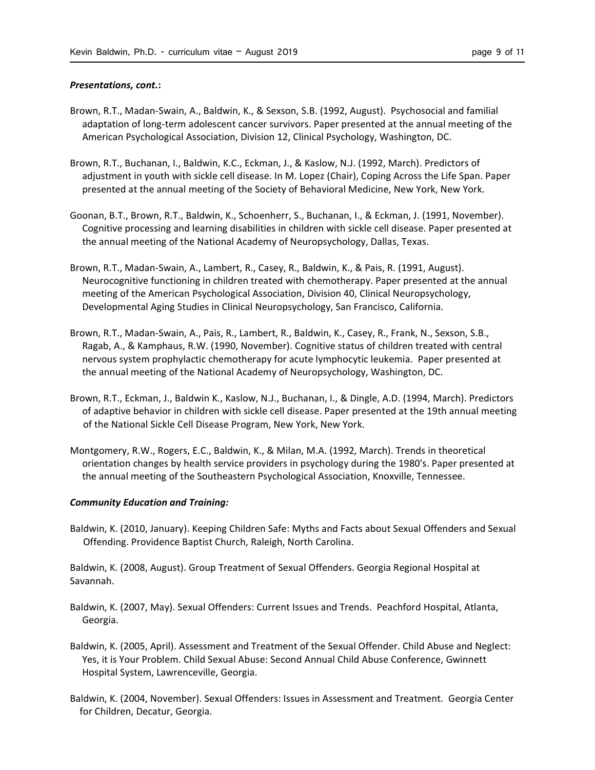***Presentations, cont.*:**

Brown, R.T., Madan-Swain, A., Baldwin, K., & Sexson, S.B. (1992, August). Psychosocial and familial adaptation of long-term adolescent cancer survivors. Paper presented at the annual meeting of the American Psychological Association, Division 12, Clinical Psychology, Washington, DC.

Brown, R.T., Buchanan, I., Baldwin, K.C., Eckman, J., & Kaslow, N.J. (1992, March). Predictors of adjustment in youth with sickle cell disease. In M. Lopez (Chair), Coping Across the Life Span. Paper presented at the annual meeting of the Society of Behavioral Medicine, New York, New York.

Goonan, B.T., Brown, R.T., Baldwin, K., Schoenherr, S., Buchanan, I., & Eckman, J. (1991, November). Cognitive processing and learning disabilities in children with sickle cell disease. Paper presented at the annual meeting of the National Academy of Neuropsychology, Dallas, Texas.

Brown, R.T., Madan-Swain, A., Lambert, R., Casey, R., Baldwin, K., & Pais, R. (1991, August). Neurocognitive functioning in children treated with chemotherapy. Paper presented at the annual meeting of the American Psychological Association, Division 40, Clinical Neuropsychology, Developmental Aging Studies in Clinical Neuropsychology, San Francisco, California.

Brown, R.T., Madan-Swain, A., Pais, R., Lambert, R., Baldwin, K., Casey, R., Frank, N., Sexson, S.B., Ragab, A., & Kamphaus, R.W. (1990, November). Cognitive status of children treated with central nervous system prophylactic chemotherapy for acute lymphocytic leukemia. Paper presented at the annual meeting of the National Academy of Neuropsychology, Washington, DC.

Brown, R.T., Eckman, J., Baldwin K., Kaslow, N.J., Buchanan, I., & Dingle, A.D. (1994, March). Predictors of adaptive behavior in children with sickle cell disease. Paper presented at the 19th annual meeting of the National Sickle Cell Disease Program, New York, New York.

Montgomery, R.W., Rogers, E.C., Baldwin, K., & Milan, M.A. (1992, March). Trends in theoretical orientation changes by health service providers in psychology during the 1980's. Paper presented at the annual meeting of the Southeastern Psychological Association, Knoxville, Tennessee.

***Community Education and Training:***

Baldwin, K. (2010, January). Keeping Children Safe: Myths and Facts about Sexual Offenders and Sexual Offending. Providence Baptist Church, Raleigh, North Carolina.

Baldwin, K. (2008, August). Group Treatment of Sexual Offenders. Georgia Regional Hospital at Savannah.

Baldwin, K. (2007, May). Sexual Offenders: Current Issues and Trends. Peachford Hospital, Atlanta, Georgia.

Baldwin, K. (2005, April). Assessment and Treatment of the Sexual Offender. Child Abuse and Neglect: Yes, it is Your Problem. Child Sexual Abuse: Second Annual Child Abuse Conference, Gwinnett Hospital System, Lawrenceville, Georgia.

Baldwin, K. (2004, November). Sexual Offenders: Issues in Assessment and Treatment. Georgia Center for Children, Decatur, Georgia.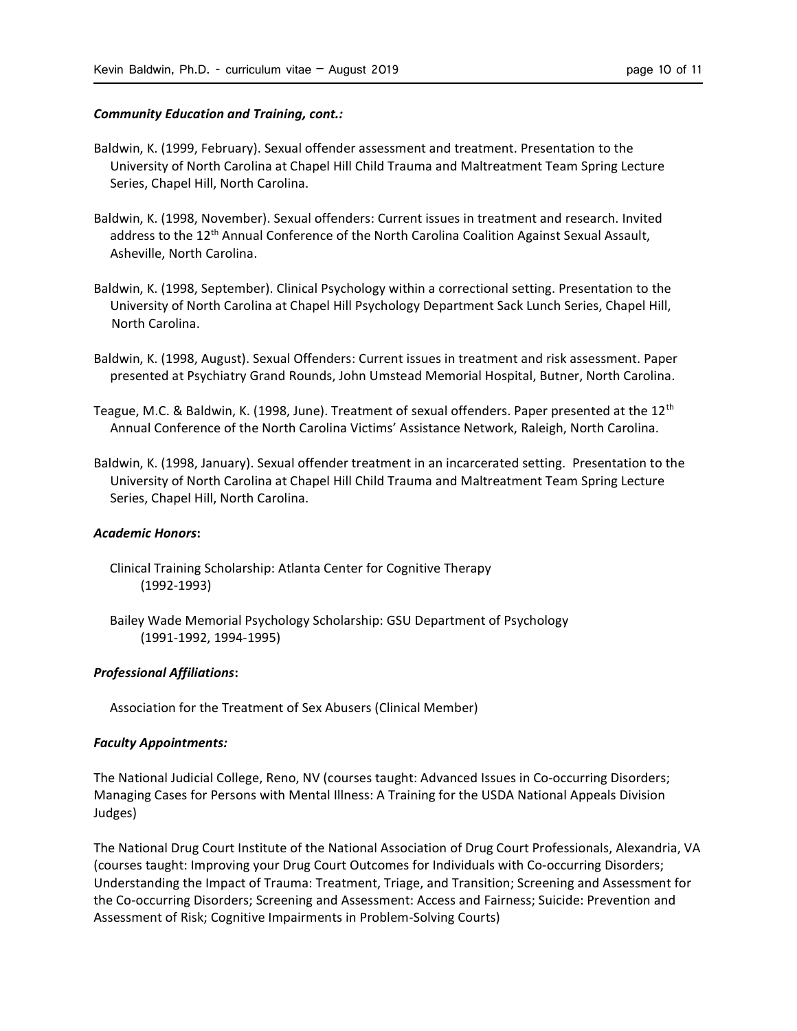### *Community Education and Training, cont.:*

Baldwin, K. (1999, February). Sexual offender assessment and treatment. Presentation to the University of North Carolina at Chapel Hill Child Trauma and Maltreatment Team Spring Lecture Series, Chapel Hill, North Carolina.

Baldwin, K. (1998, November). Sexual offenders: Current issues in treatment and research. Invited address to the 12th Annual Conference of the North Carolina Coalition Against Sexual Assault, Asheville, North Carolina.

Baldwin, K. (1998, September). Clinical Psychology within a correctional setting. Presentation to the University of North Carolina at Chapel Hill Psychology Department Sack Lunch Series, Chapel Hill, North Carolina.

Baldwin, K. (1998, August). Sexual Offenders: Current issues in treatment and risk assessment. Paper presented at Psychiatry Grand Rounds, John Umstead Memorial Hospital, Butner, North Carolina.

Teague, M.C. & Baldwin, K. (1998, June). Treatment of sexual offenders. Paper presented at the 12th Annual Conference of the North Carolina Victims' Assistance Network, Raleigh, North Carolina.

Baldwin, K. (1998, January). Sexual offender treatment in an incarcerated setting. Presentation to the University of North Carolina at Chapel Hill Child Trauma and Maltreatment Team Spring Lecture Series, Chapel Hill, North Carolina.

### *Academic Honors*:

Clinical Training Scholarship: Atlanta Center for Cognitive Therapy
(1992-1993)

Bailey Wade Memorial Psychology Scholarship: GSU Department of Psychology
(1991-1992, 1994-1995)

### *Professional Affiliations*:

Association for the Treatment of Sex Abusers (Clinical Member)

### *Faculty Appointments:*

The National Judicial College, Reno, NV (courses taught: Advanced Issues in Co-occurring Disorders; Managing Cases for Persons with Mental Illness: A Training for the USDA National Appeals Division Judges)

The National Drug Court Institute of the National Association of Drug Court Professionals, Alexandria, VA (courses taught: Improving your Drug Court Outcomes for Individuals with Co-occurring Disorders; Understanding the Impact of Trauma: Treatment, Triage, and Transition; Screening and Assessment for the Co-occurring Disorders; Screening and Assessment: Access and Fairness; Suicide: Prevention and Assessment of Risk; Cognitive Impairments in Problem-Solving Courts)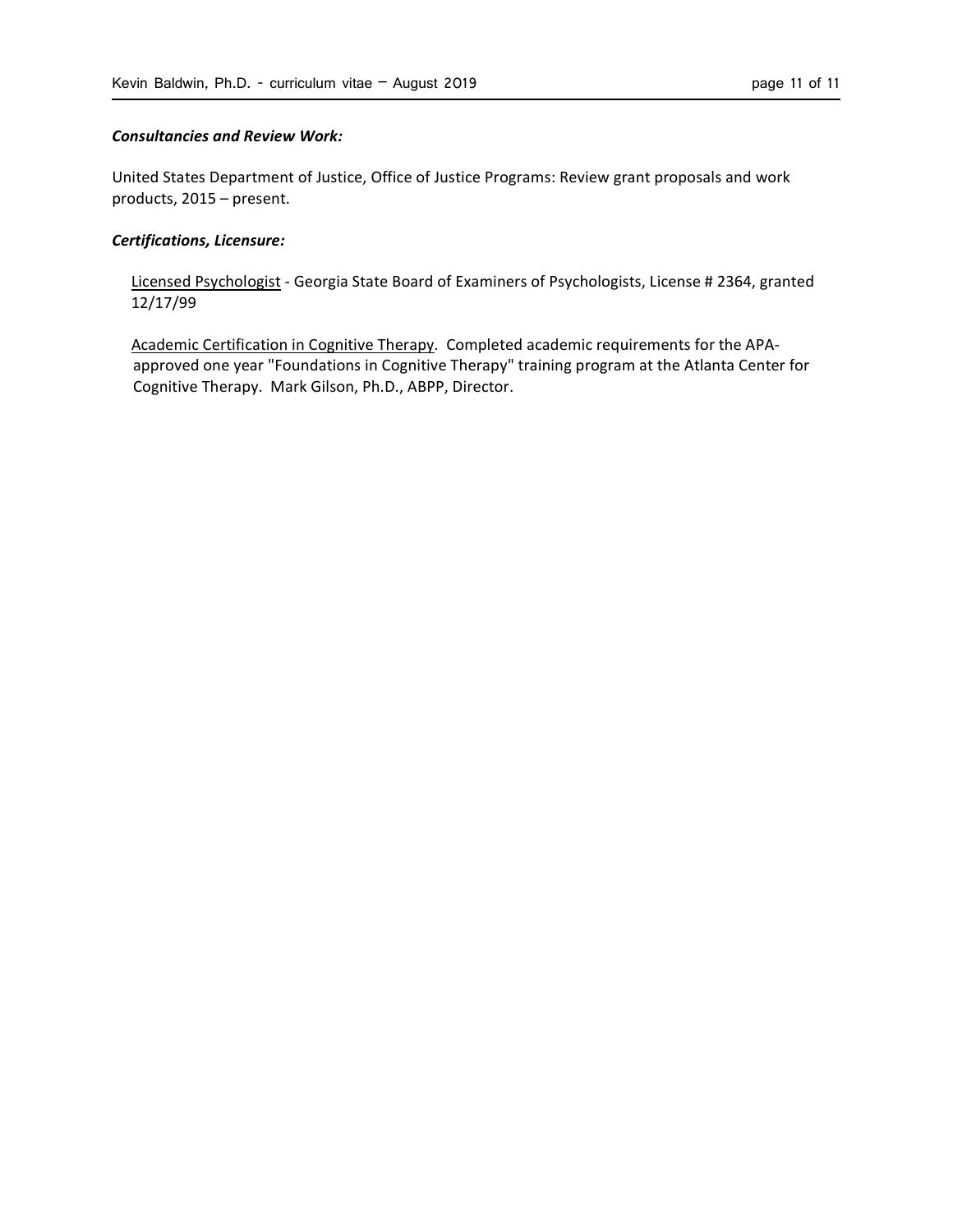***Consultancies and Review Work:***

United States Department of Justice, Office of Justice Programs: Review grant proposals and work products, 2015 – present.

***Certifications, Licensure:***

<u>Licensed Psychologist</u> - Georgia State Board of Examiners of Psychologists, License # 2364, granted 12/17/99

<u>Academic Certification in Cognitive Therapy</u>. Completed academic requirements for the APA-approved one year "Foundations in Cognitive Therapy" training program at the Atlanta Center for Cognitive Therapy. Mark Gilson, Ph.D., ABPP, Director.